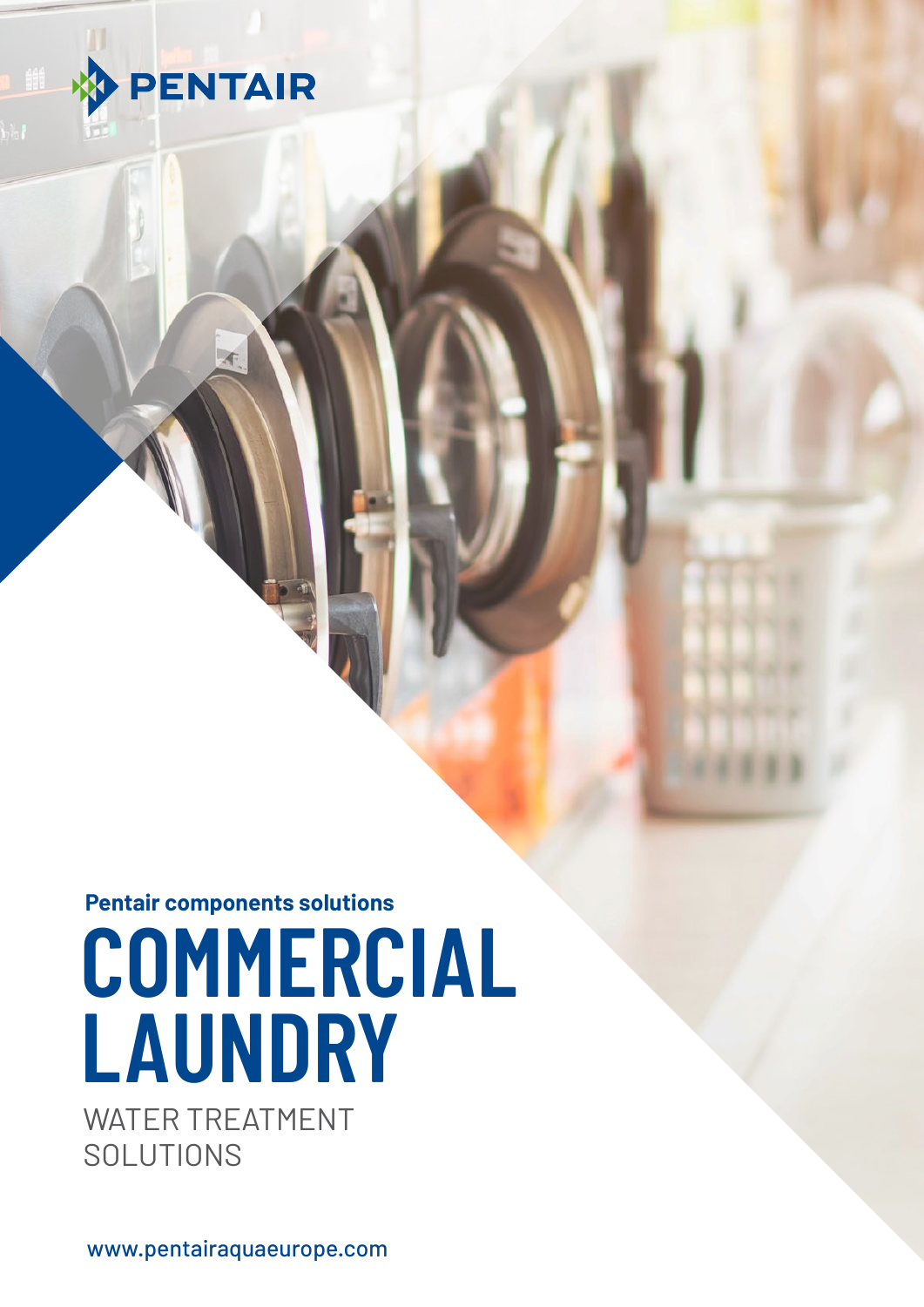PENTAIR

**Pentair components solutions**

# COMMERCIAL LAUNDRY

## WATER TREATMENT SOLUTIONS

www.pentairaquaeurope.com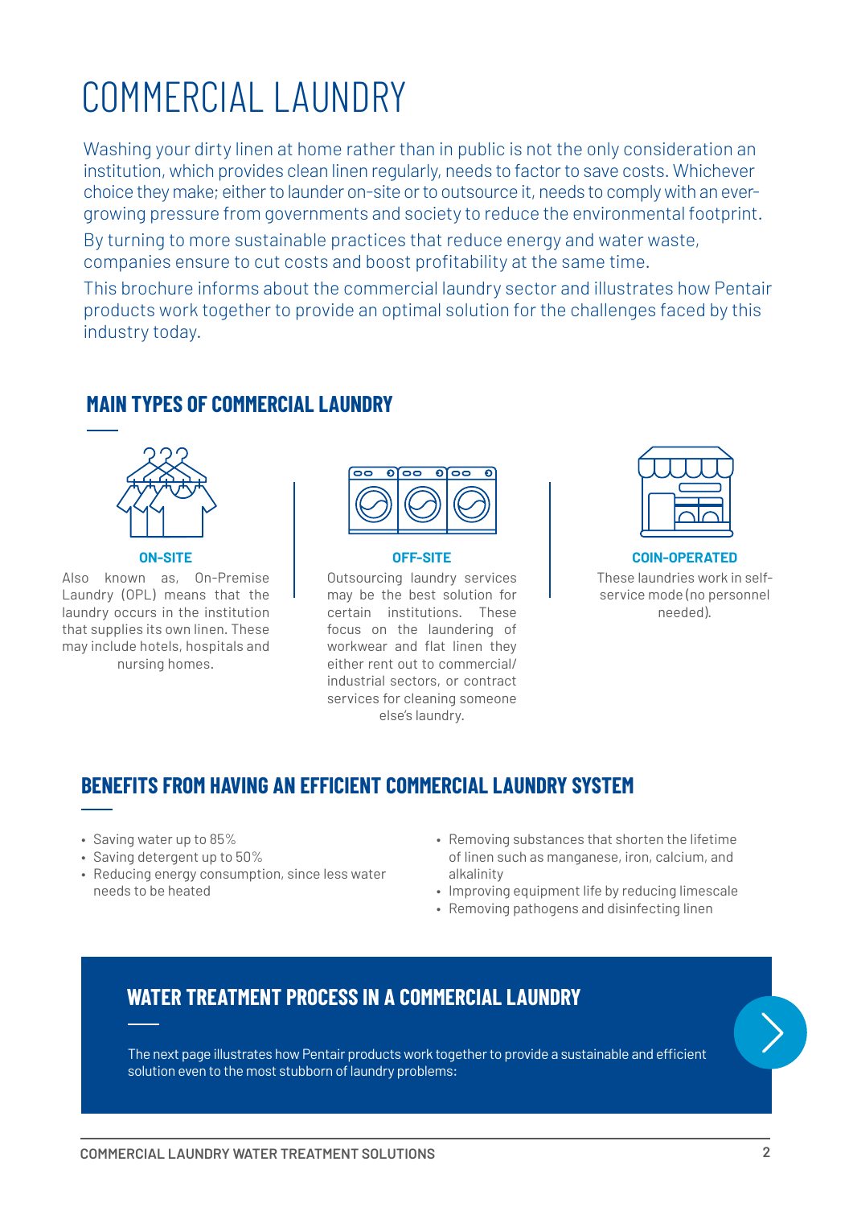# COMMERCIAL LAUNDRY

Washing your dirty linen at home rather than in public is not the only consideration an institution, which provides clean linen regularly, needs to factor to save costs. Whichever choice they make; either to launder on-site or to outsource it, needs to comply with an ever-growing pressure from governments and society to reduce the environmental footprint.

By turning to more sustainable practices that reduce energy and water waste, companies ensure to cut costs and boost profitability at the same time.

This brochure informs about the commercial laundry sector and illustrates how Pentair products work together to provide an optimal solution for the challenges faced by this industry today.

## MAIN TYPES OF COMMERCIAL LAUNDRY

**ON-SITE**

Also known as, On-Premise Laundry (OPL) means that the laundry occurs in the institution that supplies its own linen. These may include hotels, hospitals and nursing homes.

**OFF-SITE**

Outsourcing laundry services may be the best solution for certain institutions. These focus on the laundering of workwear and flat linen they either rent out to commercial/industrial sectors, or contract services for cleaning someone else's laundry.

**COIN-OPERATED**

These laundries work in self-service mode (no personnel needed).

## BENEFITS FROM HAVING AN EFFICIENT COMMERCIAL LAUNDRY SYSTEM

- Saving water up to 85%
- Saving detergent up to 50%
- Reducing energy consumption, since less water needs to be heated
- Removing substances that shorten the lifetime of linen such as manganese, iron, calcium, and alkalinity
- Improving equipment life by reducing limescale
- Removing pathogens and disinfecting linen

## WATER TREATMENT PROCESS IN A COMMERCIAL LAUNDRY

The next page illustrates how Pentair products work together to provide a sustainable and efficient solution even to the most stubborn of laundry problems: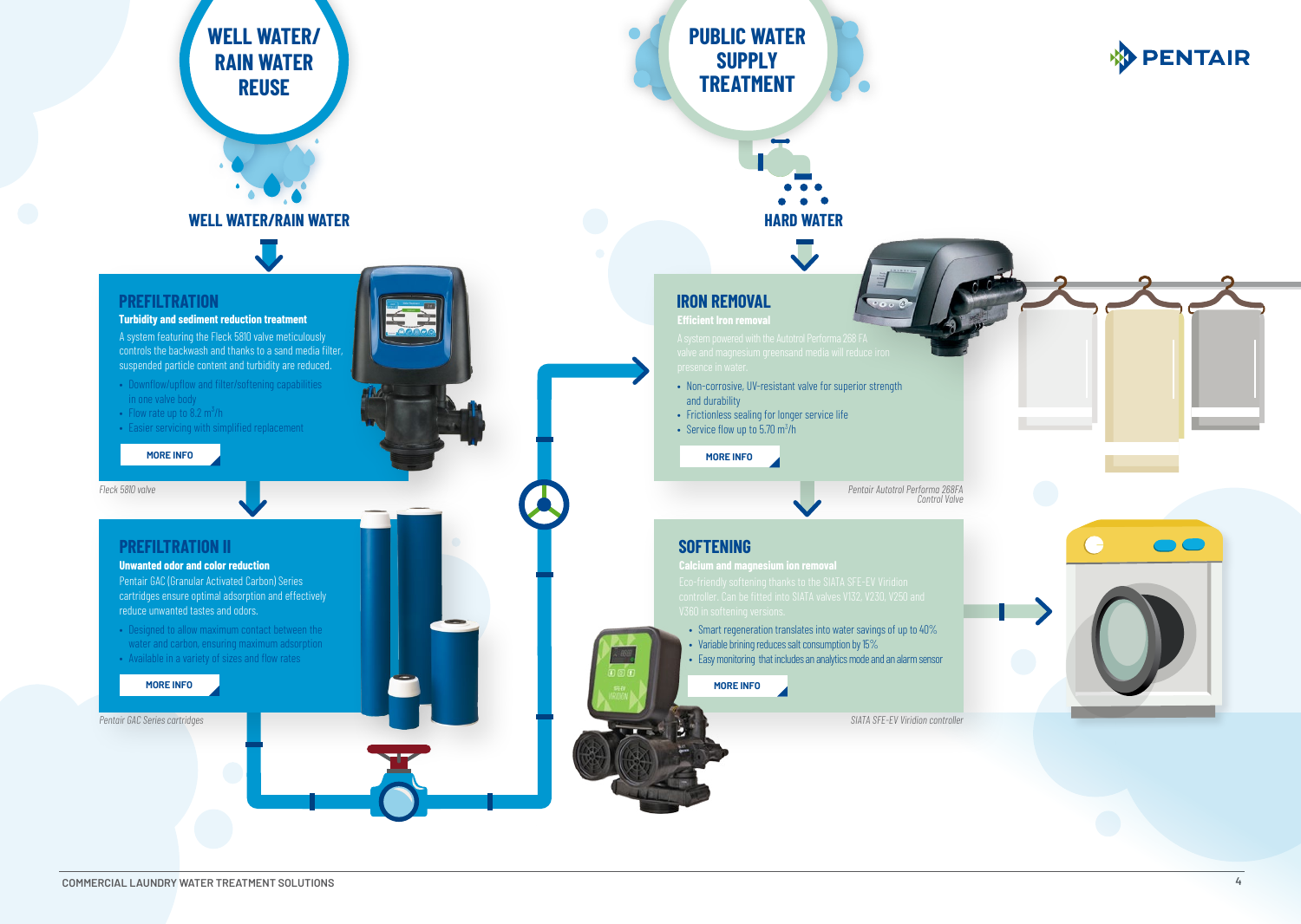# WELL WATER/ RAIN WATER REUSE

## WELL WATER/RAIN WATER

### PREFILTRATION

**Turbidity and sediment reduction treatment**

A system featuring the Fleck 5810 valve meticulously controls the backwash and thanks to a sand media filter, suspended particle content and turbidity are reduced.

- Downflow/upflow and filter/softening capabilities in one valve body
- Flow rate up to 8.2 $m^3/h$
- Easier servicing with simplified replacement

MORE INFO

*Fleck 5810 valve*

### PREFILTRATION II

**Unwanted odor and color reduction**

Pentair GAC (Granular Activated Carbon) Series cartridges ensure optimal adsorption and effectively reduce unwanted tastes and odors.

- Designed to allow maximum contact between the water and carbon, ensuring maximum adsorption
- Available in a variety of sizes and flow rates

MORE INFO

*Pentair GAC Series cartridges*

# PUBLIC WATER SUPPLY TREATMENT

## HARD WATER

### IRON REMOVAL

**Efficient Iron removal**

A system powered with the Autotrol Performa 268 FA valve and magnesium greensand media will reduce iron presence in water.

- Non-corrosive, UV-resistant valve for superior strength and durability
- Frictionless sealing for longer service life
- Service flow up to 5.70 $m^3/h$

MORE INFO

*Pentair Autotrol Performa 268FA Control Valve*

### SOFTENING

**Calcium and magnesium ion removal**

Eco-friendly softening thanks to the SIATA SFE-EV Viridion controller. Can be fitted into SIATA valves V132, V230, V250 and V360 in softening versions.

- Smart regeneration translates into water savings of up to 40%
- Variable brining reduces salt consumption by 15%
- Easy monitoring that includes an analytics mode and an alarm sensor

MORE INFO

*SIATA SFE-EV Viridion controller*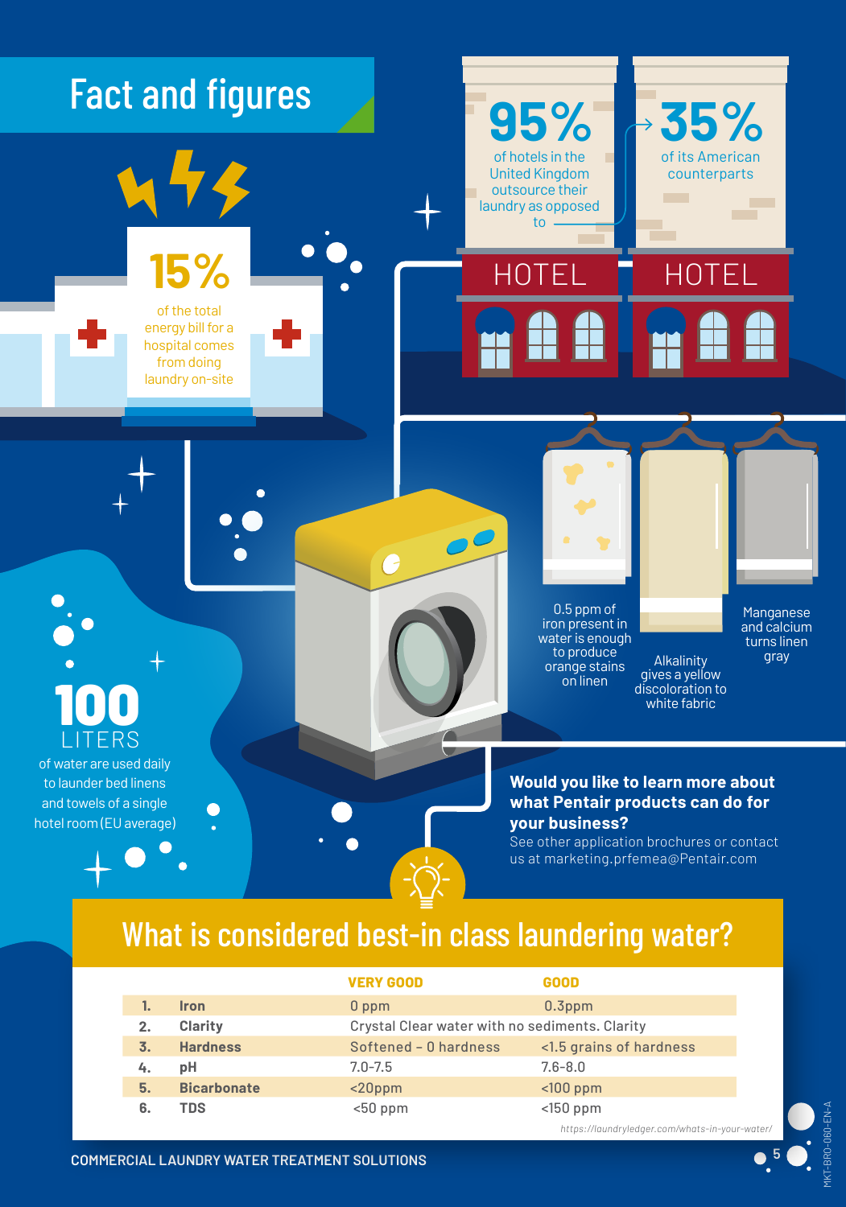# Fact and figures

**95%** of hotels in the United Kingdom outsource their laundry as opposed to **35%** of its American counterparts

**15%** of the total energy bill for a hospital comes from doing laundry on-site

**100 LITERS** of water are used daily to launder bed linens and towels of a single hotel room (EU average)

0.5 ppm of iron present in water is enough to produce orange stains on linen

Alkalinity gives a yellow discoloration to white fabric

Manganese and calcium turns linen gray

**Would you like to learn more about what Pentair products can do for your business?**
See other application brochures or contact us at marketing.prfemea@Pentair.com

## What is considered best-in class laundering water?

| | | VERY GOOD | GOOD |
|---|---|---|---|
| 1. | **Iron** | 0 ppm | 0.3ppm |
| 2. | **Clarity** | Crystal Clear water with no sediments. Clarity | |
| 3. | **Hardness** | Softened – 0 hardness | <1.5 grains of hardness |
| 4. | **pH** | 7.0-7.5 | 7.6-8.0 |
| 5. | **Bicarbonate** | <20ppm | <100 ppm |
| 6. | **TDS** | <50 ppm | <150 ppm |

*https://laundryledger.com/whats-in-your-water/*

COMMERCIAL LAUNDRY WATER TREATMENT SOLUTIONS

MKT-BRO-060-EN-A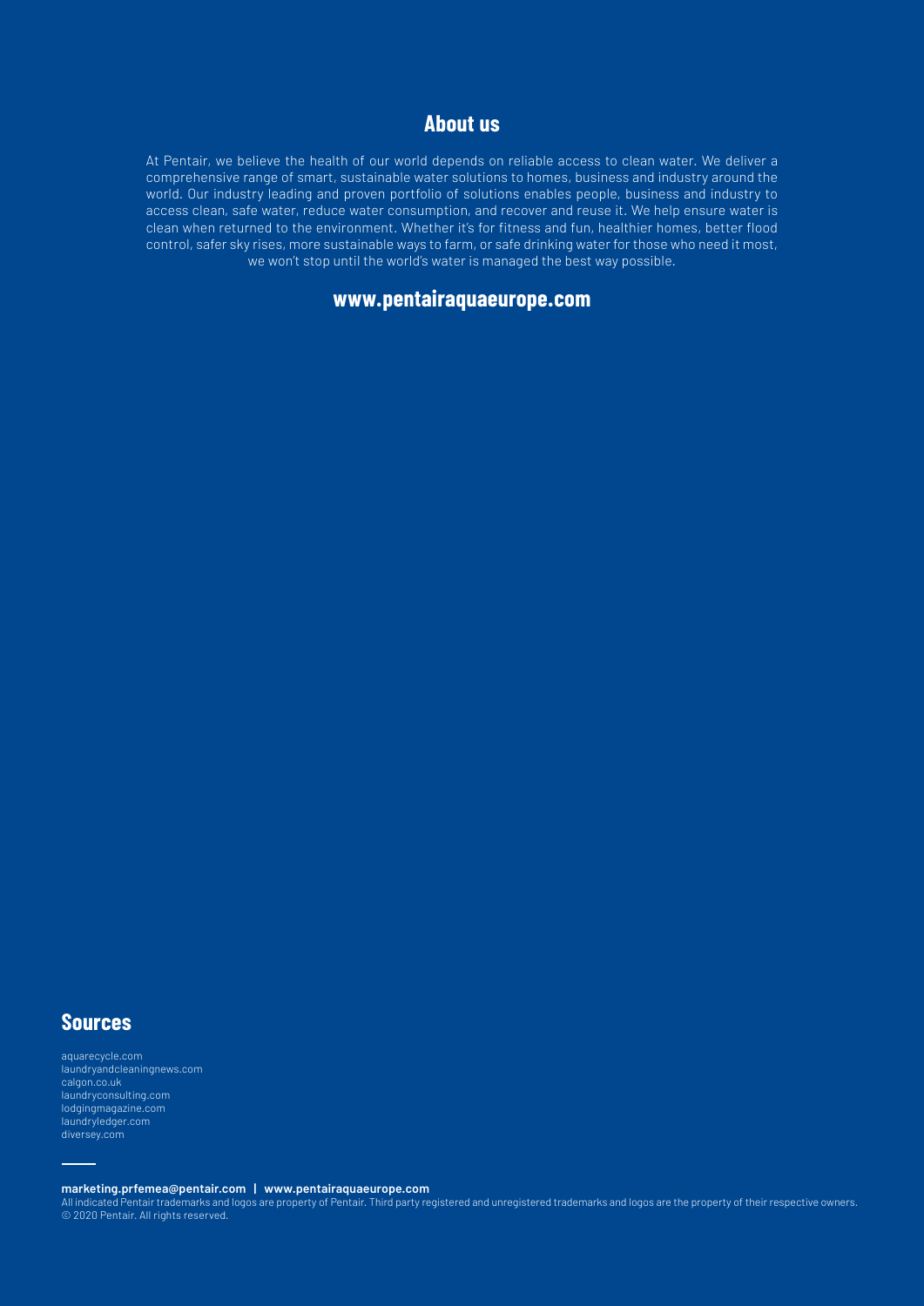## About us

At Pentair, we believe the health of our world depends on reliable access to clean water. We deliver a comprehensive range of smart, sustainable water solutions to homes, business and industry around the world. Our industry leading and proven portfolio of solutions enables people, business and industry to access clean, safe water, reduce water consumption, and recover and reuse it. We help ensure water is clean when returned to the environment. Whether it's for fitness and fun, healthier homes, better flood control, safer sky rises, more sustainable ways to farm, or safe drinking water for those who need it most, we won't stop until the world's water is managed the best way possible.

**www.pentairaquaeurope.com**

## Sources

aquarecycle.com
laundryandcleaningnews.com
calgon.co.uk
laundryconsulting.com
lodgingmagazine.com
laundryledger.com
diversey.com

**marketing.prfemea@pentair.com | www.pentairaquaeurope.com**
All indicated Pentair trademarks and logos are property of Pentair. Third party registered and unregistered trademarks and logos are the property of their respective owners.
© 2020 Pentair. All rights reserved.